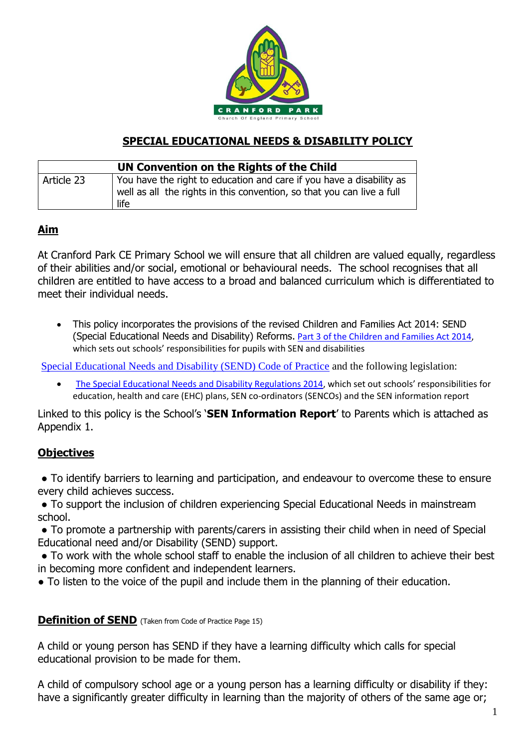CRANFORD PARK

Church Of England Primary School

# SPECIAL EDUCATIONAL NEEDS & DISABILITY POLICY

| UN Convention on the Rights of the Child | |
|---|---|
| Article 23 | You have the right to education and care if you have a disability as well as all the rights in this convention, so that you can live a full life |

## Aim

At Cranford Park CE Primary School we will ensure that all children are valued equally, regardless of their abilities and/or social, emotional or behavioural needs. The school recognises that all children are entitled to have access to a broad and balanced curriculum which is differentiated to meet their individual needs.

- This policy incorporates the provisions of the revised Children and Families Act 2014: SEND (Special Educational Needs and Disability) Reforms. Part 3 of the Children and Families Act 2014, which sets out schools' responsibilities for pupils with SEN and disabilities

Special Educational Needs and Disability (SEND) Code of Practice and the following legislation:

- The Special Educational Needs and Disability Regulations 2014, which set out schools' responsibilities for education, health and care (EHC) plans, SEN co-ordinators (SENCOs) and the SEN information report

Linked to this policy is the School's '**SEN Information Report**' to Parents which is attached as Appendix 1.

## Objectives

- To identify barriers to learning and participation, and endeavour to overcome these to ensure every child achieves success.
- To support the inclusion of children experiencing Special Educational Needs in mainstream school.
- To promote a partnership with parents/carers in assisting their child when in need of Special Educational need and/or Disability (SEND) support.
- To work with the whole school staff to enable the inclusion of all children to achieve their best in becoming more confident and independent learners.
- To listen to the voice of the pupil and include them in the planning of their education.

## Definition of SEND (Taken from Code of Practice Page 15)

A child or young person has SEND if they have a learning difficulty which calls for special educational provision to be made for them.

A child of compulsory school age or a young person has a learning difficulty or disability if they: have a significantly greater difficulty in learning than the majority of others of the same age or;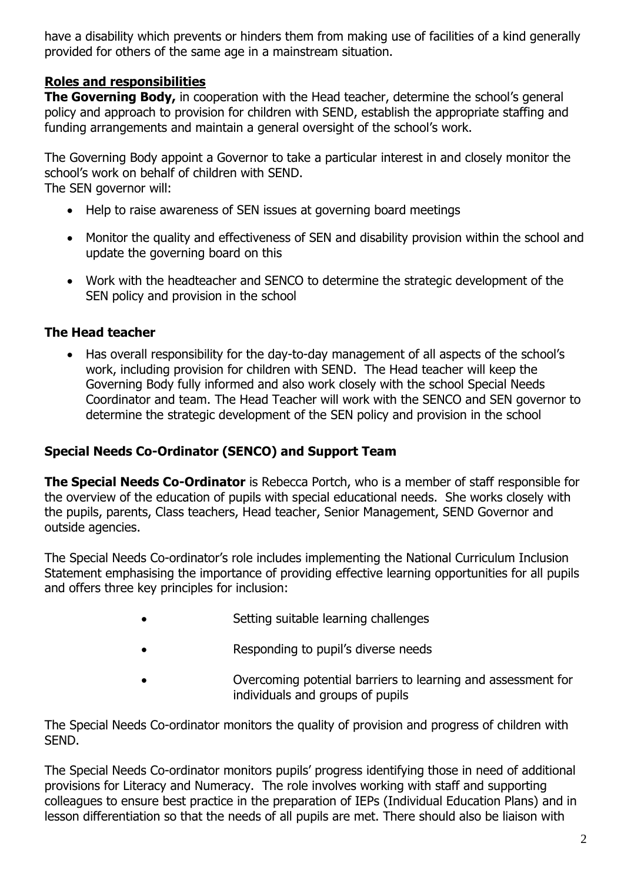have a disability which prevents or hinders them from making use of facilities of a kind generally provided for others of the same age in a mainstream situation.

## Roles and responsibilities

**The Governing Body,** in cooperation with the Head teacher, determine the school's general policy and approach to provision for children with SEND, establish the appropriate staffing and funding arrangements and maintain a general oversight of the school's work.

The Governing Body appoint a Governor to take a particular interest in and closely monitor the school's work on behalf of children with SEND.
The SEN governor will:

- Help to raise awareness of SEN issues at governing board meetings
- Monitor the quality and effectiveness of SEN and disability provision within the school and update the governing board on this
- Work with the headteacher and SENCO to determine the strategic development of the SEN policy and provision in the school

### The Head teacher

- Has overall responsibility for the day-to-day management of all aspects of the school's work, including provision for children with SEND. The Head teacher will keep the Governing Body fully informed and also work closely with the school Special Needs Coordinator and team. The Head Teacher will work with the SENCO and SEN governor to determine the strategic development of the SEN policy and provision in the school

### Special Needs Co-Ordinator (SENCO) and Support Team

**The Special Needs Co-Ordinator** is Rebecca Portch, who is a member of staff responsible for the overview of the education of pupils with special educational needs. She works closely with the pupils, parents, Class teachers, Head teacher, Senior Management, SEND Governor and outside agencies.

The Special Needs Co-ordinator's role includes implementing the National Curriculum Inclusion Statement emphasising the importance of providing effective learning opportunities for all pupils and offers three key principles for inclusion:

- Setting suitable learning challenges
- Responding to pupil's diverse needs
- Overcoming potential barriers to learning and assessment for individuals and groups of pupils

The Special Needs Co-ordinator monitors the quality of provision and progress of children with SEND.

The Special Needs Co-ordinator monitors pupils' progress identifying those in need of additional provisions for Literacy and Numeracy. The role involves working with staff and supporting colleagues to ensure best practice in the preparation of IEPs (Individual Education Plans) and in lesson differentiation so that the needs of all pupils are met. There should also be liaison with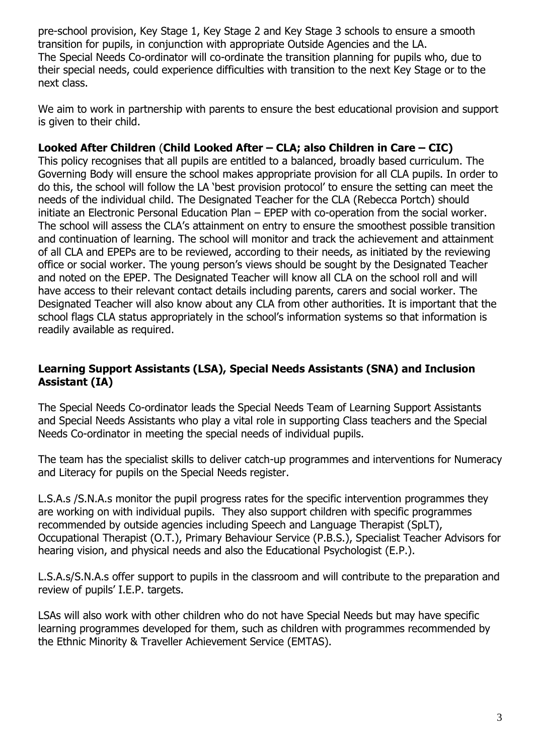pre-school provision, Key Stage 1, Key Stage 2 and Key Stage 3 schools to ensure a smooth transition for pupils, in conjunction with appropriate Outside Agencies and the LA.
The Special Needs Co-ordinator will co-ordinate the transition planning for pupils who, due to their special needs, could experience difficulties with transition to the next Key Stage or to the next class.

We aim to work in partnership with parents to ensure the best educational provision and support is given to their child.

**Looked After Children** (**Child Looked After – CLA; also Children in Care – CIC)**
This policy recognises that all pupils are entitled to a balanced, broadly based curriculum. The Governing Body will ensure the school makes appropriate provision for all CLA pupils. In order to do this, the school will follow the LA 'best provision protocol' to ensure the setting can meet the needs of the individual child. The Designated Teacher for the CLA (Rebecca Portch) should initiate an Electronic Personal Education Plan – EPEP with co-operation from the social worker. The school will assess the CLA's attainment on entry to ensure the smoothest possible transition and continuation of learning. The school will monitor and track the achievement and attainment of all CLA and EPEPs are to be reviewed, according to their needs, as initiated by the reviewing office or social worker. The young person's views should be sought by the Designated Teacher and noted on the EPEP. The Designated Teacher will know all CLA on the school roll and will have access to their relevant contact details including parents, carers and social worker. The Designated Teacher will also know about any CLA from other authorities. It is important that the school flags CLA status appropriately in the school's information systems so that information is readily available as required.

**Learning Support Assistants (LSA), Special Needs Assistants (SNA) and Inclusion Assistant (IA)**

The Special Needs Co-ordinator leads the Special Needs Team of Learning Support Assistants and Special Needs Assistants who play a vital role in supporting Class teachers and the Special Needs Co-ordinator in meeting the special needs of individual pupils.

The team has the specialist skills to deliver catch-up programmes and interventions for Numeracy and Literacy for pupils on the Special Needs register.

L.S.A.s /S.N.A.s monitor the pupil progress rates for the specific intervention programmes they are working on with individual pupils. They also support children with specific programmes recommended by outside agencies including Speech and Language Therapist (SpLT), Occupational Therapist (O.T.), Primary Behaviour Service (P.B.S.), Specialist Teacher Advisors for hearing vision, and physical needs and also the Educational Psychologist (E.P.).

L.S.A.s/S.N.A.s offer support to pupils in the classroom and will contribute to the preparation and review of pupils' I.E.P. targets.

LSAs will also work with other children who do not have Special Needs but may have specific learning programmes developed for them, such as children with programmes recommended by the Ethnic Minority & Traveller Achievement Service (EMTAS).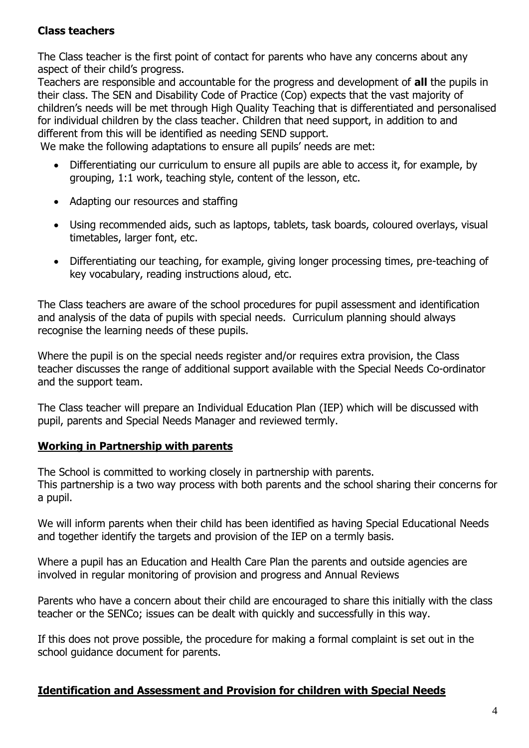**Class teachers**

The Class teacher is the first point of contact for parents who have any concerns about any aspect of their child's progress.

Teachers are responsible and accountable for the progress and development of **all** the pupils in their class. The SEN and Disability Code of Practice (Cop) expects that the vast majority of children's needs will be met through High Quality Teaching that is differentiated and personalised for individual children by the class teacher. Children that need support, in addition to and different from this will be identified as needing SEND support.

We make the following adaptations to ensure all pupils' needs are met:

- Differentiating our curriculum to ensure all pupils are able to access it, for example, by grouping, 1:1 work, teaching style, content of the lesson, etc.
- Adapting our resources and staffing
- Using recommended aids, such as laptops, tablets, task boards, coloured overlays, visual timetables, larger font, etc.
- Differentiating our teaching, for example, giving longer processing times, pre-teaching of key vocabulary, reading instructions aloud, etc.

The Class teachers are aware of the school procedures for pupil assessment and identification and analysis of the data of pupils with special needs. Curriculum planning should always recognise the learning needs of these pupils.

Where the pupil is on the special needs register and/or requires extra provision, the Class teacher discusses the range of additional support available with the Special Needs Co-ordinator and the support team.

The Class teacher will prepare an Individual Education Plan (IEP) which will be discussed with pupil, parents and Special Needs Manager and reviewed termly.

## Working in Partnership with parents

The School is committed to working closely in partnership with parents.
This partnership is a two way process with both parents and the school sharing their concerns for a pupil.

We will inform parents when their child has been identified as having Special Educational Needs and together identify the targets and provision of the IEP on a termly basis.

Where a pupil has an Education and Health Care Plan the parents and outside agencies are involved in regular monitoring of provision and progress and Annual Reviews

Parents who have a concern about their child are encouraged to share this initially with the class teacher or the SENCo; issues can be dealt with quickly and successfully in this way.

If this does not prove possible, the procedure for making a formal complaint is set out in the school guidance document for parents.

## Identification and Assessment and Provision for children with Special Needs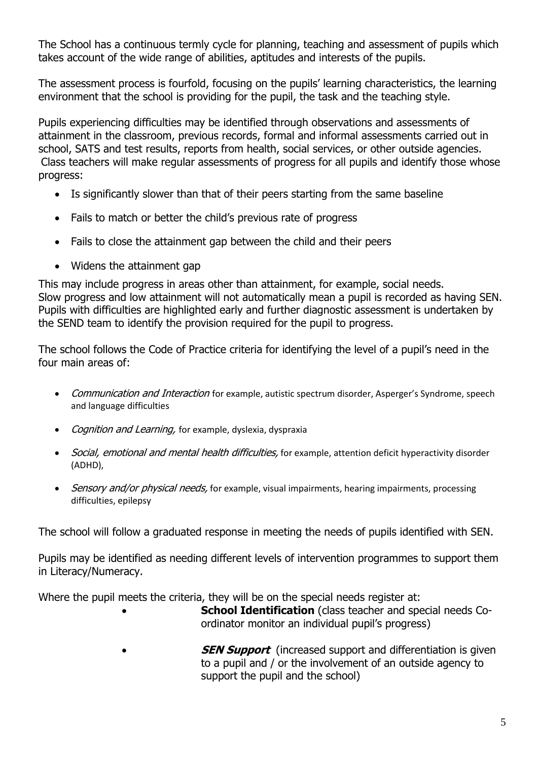The School has a continuous termly cycle for planning, teaching and assessment of pupils which takes account of the wide range of abilities, aptitudes and interests of the pupils.

The assessment process is fourfold, focusing on the pupils' learning characteristics, the learning environment that the school is providing for the pupil, the task and the teaching style.

Pupils experiencing difficulties may be identified through observations and assessments of attainment in the classroom, previous records, formal and informal assessments carried out in school, SATS and test results, reports from health, social services, or other outside agencies. Class teachers will make regular assessments of progress for all pupils and identify those whose progress:

- Is significantly slower than that of their peers starting from the same baseline
- Fails to match or better the child's previous rate of progress
- Fails to close the attainment gap between the child and their peers
- Widens the attainment gap

This may include progress in areas other than attainment, for example, social needs. Slow progress and low attainment will not automatically mean a pupil is recorded as having SEN. Pupils with difficulties are highlighted early and further diagnostic assessment is undertaken by the SEND team to identify the provision required for the pupil to progress.

The school follows the Code of Practice criteria for identifying the level of a pupil's need in the four main areas of:

- *Communication and Interaction* for example, autistic spectrum disorder, Asperger's Syndrome, speech and language difficulties
- *Cognition and Learning,* for example, dyslexia, dyspraxia
- *Social, emotional and mental health difficulties,* for example, attention deficit hyperactivity disorder (ADHD),
- *Sensory and/or physical needs,* for example, visual impairments, hearing impairments, processing difficulties, epilepsy

The school will follow a graduated response in meeting the needs of pupils identified with SEN.

Pupils may be identified as needing different levels of intervention programmes to support them in Literacy/Numeracy.

Where the pupil meets the criteria, they will be on the special needs register at:

- **School Identification** (class teacher and special needs Co-ordinator monitor an individual pupil's progress)
- ***SEN Support*** (increased support and differentiation is given to a pupil and / or the involvement of an outside agency to support the pupil and the school)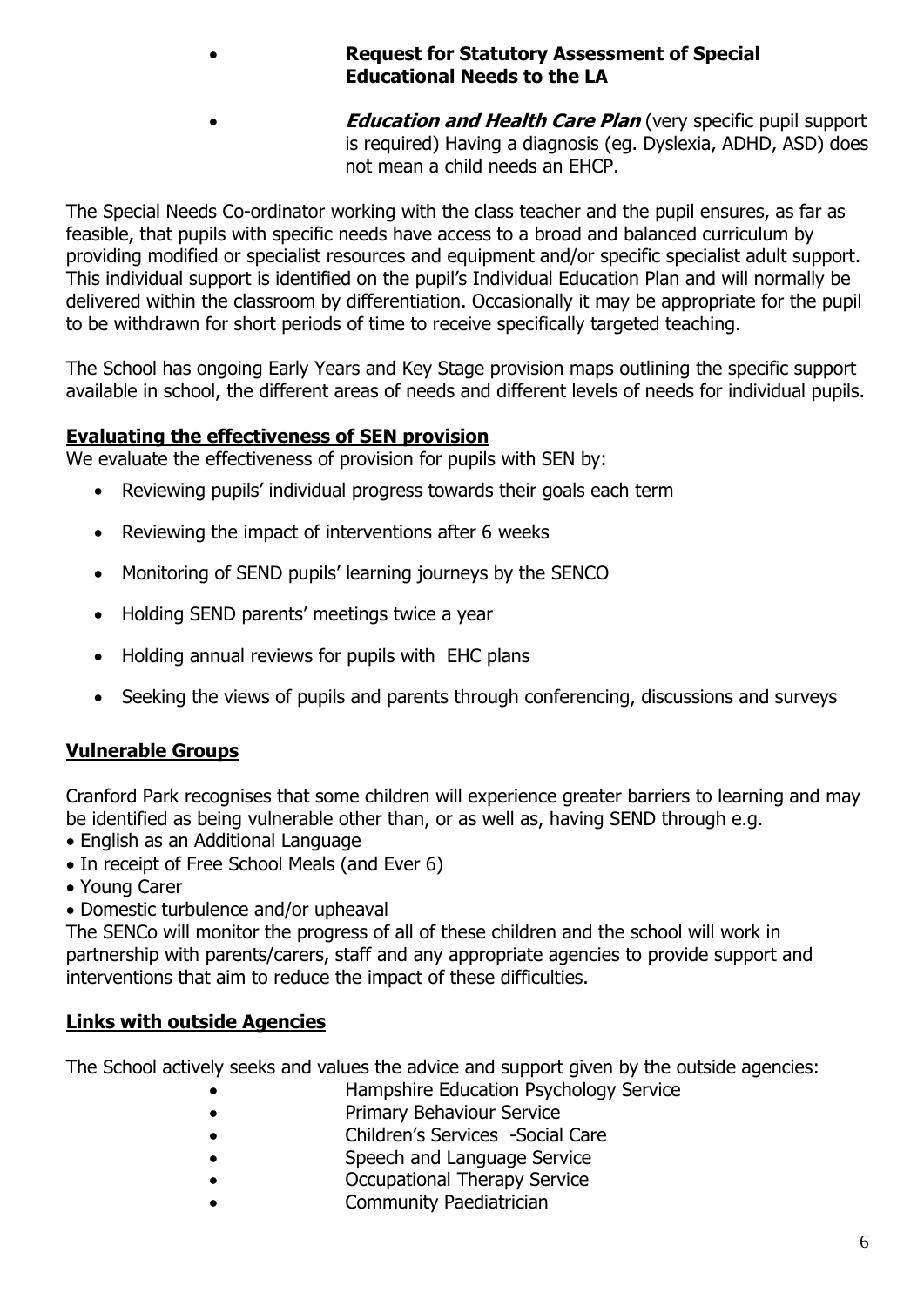- **Request for Statutory Assessment of Special Educational Needs to the LA**
- ***Education and Health Care Plan*** (very specific pupil support is required) Having a diagnosis (eg. Dyslexia, ADHD, ASD) does not mean a child needs an EHCP.

The Special Needs Co-ordinator working with the class teacher and the pupil ensures, as far as feasible, that pupils with specific needs have access to a broad and balanced curriculum by providing modified or specialist resources and equipment and/or specific specialist adult support. This individual support is identified on the pupil's Individual Education Plan and will normally be delivered within the classroom by differentiation. Occasionally it may be appropriate for the pupil to be withdrawn for short periods of time to receive specifically targeted teaching.

The School has ongoing Early Years and Key Stage provision maps outlining the specific support available in school, the different areas of needs and different levels of needs for individual pupils.

## Evaluating the effectiveness of SEN provision

We evaluate the effectiveness of provision for pupils with SEN by:

- Reviewing pupils' individual progress towards their goals each term
- Reviewing the impact of interventions after 6 weeks
- Monitoring of SEND pupils' learning journeys by the SENCO
- Holding SEND parents' meetings twice a year
- Holding annual reviews for pupils with EHC plans
- Seeking the views of pupils and parents through conferencing, discussions and surveys

## Vulnerable Groups

Cranford Park recognises that some children will experience greater barriers to learning and may be identified as being vulnerable other than, or as well as, having SEND through e.g.

- English as an Additional Language
- In receipt of Free School Meals (and Ever 6)
- Young Carer
- Domestic turbulence and/or upheaval

The SENCo will monitor the progress of all of these children and the school will work in partnership with parents/carers, staff and any appropriate agencies to provide support and interventions that aim to reduce the impact of these difficulties.

## Links with outside Agencies

The School actively seeks and values the advice and support given by the outside agencies:

- Hampshire Education Psychology Service
- Primary Behaviour Service
- Children's Services -Social Care
- Speech and Language Service
- Occupational Therapy Service
- Community Paediatrician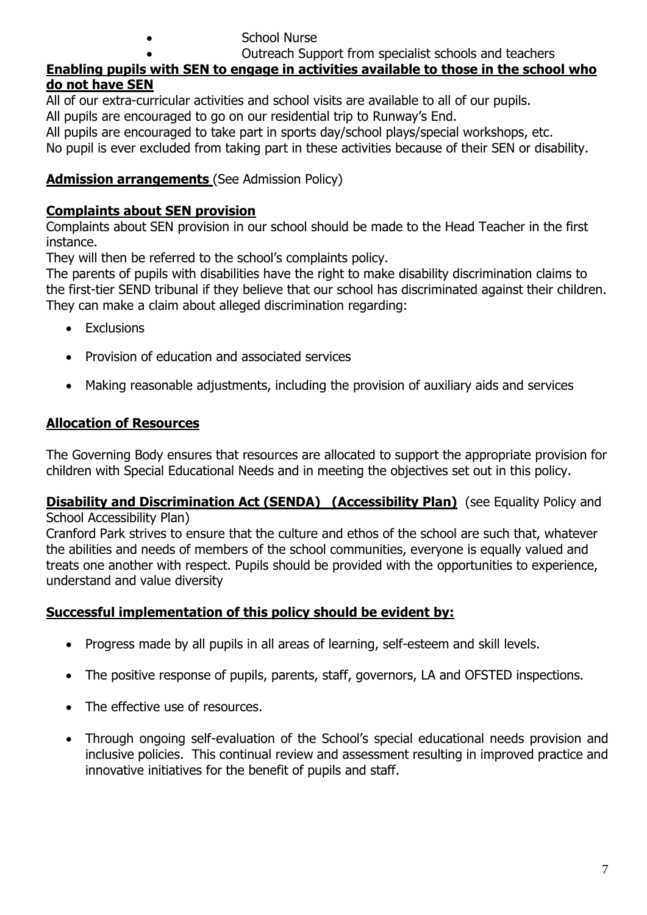- School Nurse
- Outreach Support from specialist schools and teachers

**Enabling pupils with SEN to engage in activities available to those in the school who do not have SEN**

All of our extra-curricular activities and school visits are available to all of our pupils.
All pupils are encouraged to go on our residential trip to Runway's End.
All pupils are encouraged to take part in sports day/school plays/special workshops, etc.
No pupil is ever excluded from taking part in these activities because of their SEN or disability.

**Admission arrangements** (See Admission Policy)

**Complaints about SEN provision**

Complaints about SEN provision in our school should be made to the Head Teacher in the first instance.
They will then be referred to the school's complaints policy.
The parents of pupils with disabilities have the right to make disability discrimination claims to the first-tier SEND tribunal if they believe that our school has discriminated against their children. They can make a claim about alleged discrimination regarding:

- Exclusions
- Provision of education and associated services
- Making reasonable adjustments, including the provision of auxiliary aids and services

**Allocation of Resources**

The Governing Body ensures that resources are allocated to support the appropriate provision for children with Special Educational Needs and in meeting the objectives set out in this policy.

**Disability and Discrimination Act (SENDA) (Accessibility Plan)** (see Equality Policy and School Accessibility Plan)

Cranford Park strives to ensure that the culture and ethos of the school are such that, whatever the abilities and needs of members of the school communities, everyone is equally valued and treats one another with respect. Pupils should be provided with the opportunities to experience, understand and value diversity

**Successful implementation of this policy should be evident by:**

- Progress made by all pupils in all areas of learning, self-esteem and skill levels.
- The positive response of pupils, parents, staff, governors, LA and OFSTED inspections.
- The effective use of resources.
- Through ongoing self-evaluation of the School's special educational needs provision and inclusive policies. This continual review and assessment resulting in improved practice and innovative initiatives for the benefit of pupils and staff.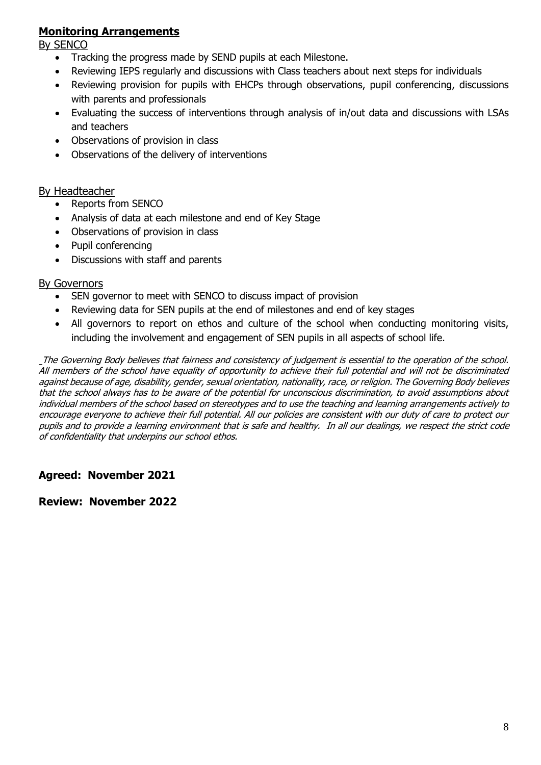## **Monitoring Arrangements**

By SENCO

- Tracking the progress made by SEND pupils at each Milestone.
- Reviewing IEPS regularly and discussions with Class teachers about next steps for individuals
- Reviewing provision for pupils with EHCPs through observations, pupil conferencing, discussions with parents and professionals
- Evaluating the success of interventions through analysis of in/out data and discussions with LSAs and teachers
- Observations of provision in class
- Observations of the delivery of interventions

By Headteacher

- Reports from SENCO
- Analysis of data at each milestone and end of Key Stage
- Observations of provision in class
- Pupil conferencing
- Discussions with staff and parents

By Governors

- SEN governor to meet with SENCO to discuss impact of provision
- Reviewing data for SEN pupils at the end of milestones and end of key stages
- All governors to report on ethos and culture of the school when conducting monitoring visits, including the involvement and engagement of SEN pupils in all aspects of school life.

*The Governing Body believes that fairness and consistency of judgement is essential to the operation of the school. All members of the school have equality of opportunity to achieve their full potential and will not be discriminated against because of age, disability, gender, sexual orientation, nationality, race, or religion. The Governing Body believes that the school always has to be aware of the potential for unconscious discrimination, to avoid assumptions about individual members of the school based on stereotypes and to use the teaching and learning arrangements actively to encourage everyone to achieve their full potential. All our policies are consistent with our duty of care to protect our pupils and to provide a learning environment that is safe and healthy. In all our dealings, we respect the strict code of confidentiality that underpins our school ethos.*

**Agreed: November 2021**

**Review: November 2022**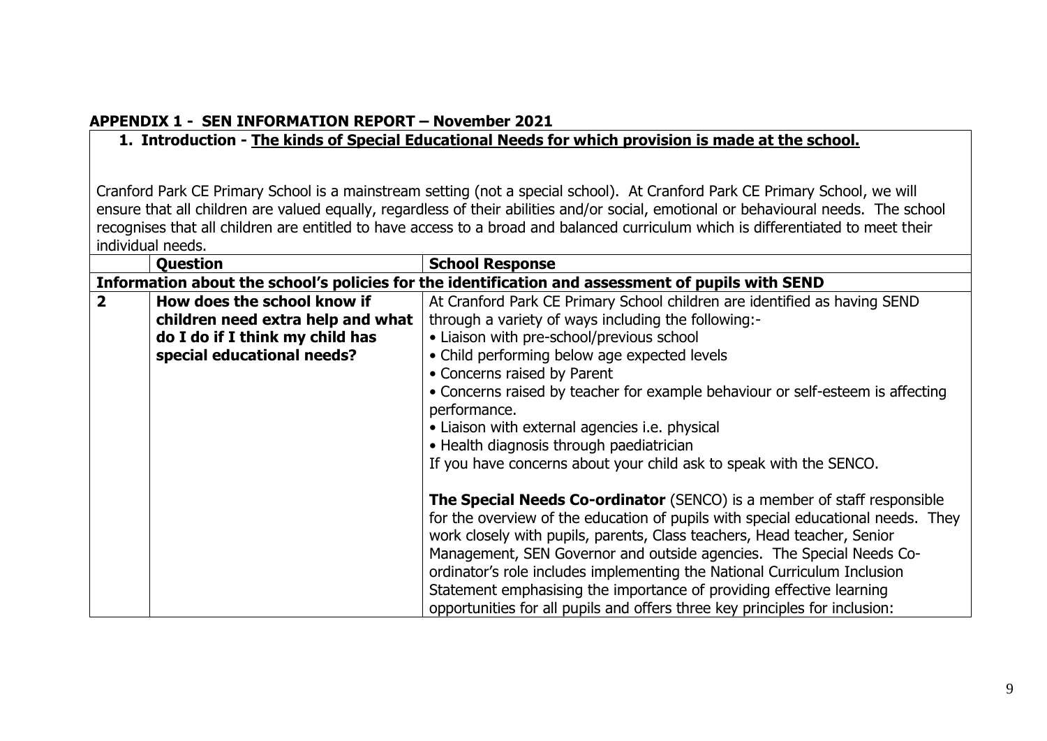## APPENDIX 1 - SEN INFORMATION REPORT – November 2021

### 1. Introduction - The kinds of Special Educational Needs for which provision is made at the school.

Cranford Park CE Primary School is a mainstream setting (not a special school). At Cranford Park CE Primary School, we will ensure that all children are valued equally, regardless of their abilities and/or social, emotional or behavioural needs. The school recognises that all children are entitled to have access to a broad and balanced curriculum which is differentiated to meet their individual needs.

| | Question | School Response |
|---|---|---|
| **Information about the school's policies for the identification and assessment of pupils with SEND** | | |
| **2** | **How does the school know if children need extra help and what do I do if I think my child has special educational needs?** | At Cranford Park CE Primary School children are identified as having SEND through a variety of ways including the following:-<br>• Liaison with pre-school/previous school<br>• Child performing below age expected levels<br>• Concerns raised by Parent<br>• Concerns raised by teacher for example behaviour or self-esteem is affecting performance.<br>• Liaison with external agencies i.e. physical<br>• Health diagnosis through paediatrician<br>If you have concerns about your child ask to speak with the SENCO.<br><br>**The Special Needs Co-ordinator** (SENCO) is a member of staff responsible for the overview of the education of pupils with special educational needs. They work closely with pupils, parents, Class teachers, Head teacher, Senior Management, SEN Governor and outside agencies. The Special Needs Co-ordinator's role includes implementing the National Curriculum Inclusion Statement emphasising the importance of providing effective learning opportunities for all pupils and offers three key principles for inclusion: |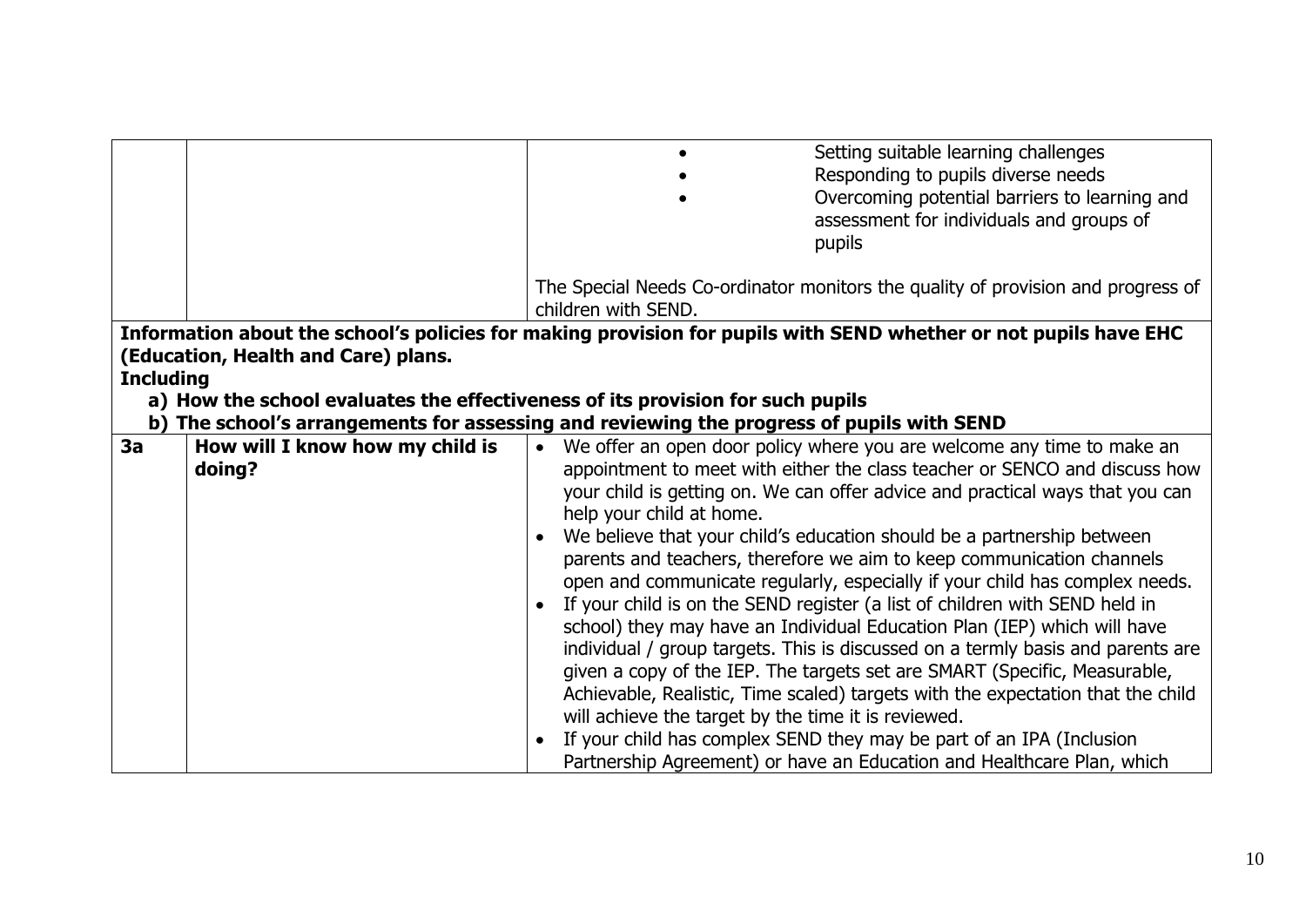| | | |
|---|---|---|
| | | • Setting suitable learning challenges<br>• Responding to pupils diverse needs<br>• Overcoming potential barriers to learning and assessment for individuals and groups of pupils<br><br>The Special Needs Co-ordinator monitors the quality of provision and progress of children with SEND. |

**Information about the school's policies for making provision for pupils with SEND whether or not pupils have EHC (Education, Health and Care) plans.**
**Including**
**a) How the school evaluates the effectiveness of its provision for such pupils**
**b) The school's arrangements for assessing and reviewing the progress of pupils with SEND**

| | | |
|---|---|---|
| **3a** | **How will I know how my child is doing?** | • We offer an open door policy where you are welcome any time to make an appointment to meet with either the class teacher or SENCO and discuss how your child is getting on. We can offer advice and practical ways that you can help your child at home.<br>• We believe that your child's education should be a partnership between parents and teachers, therefore we aim to keep communication channels open and communicate regularly, especially if your child has complex needs.<br>• If your child is on the SEND register (a list of children with SEND held in school) they may have an Individual Education Plan (IEP) which will have individual / group targets. This is discussed on a termly basis and parents are given a copy of the IEP. The targets set are SMART (Specific, Measurable, Achievable, Realistic, Time scaled) targets with the expectation that the child will achieve the target by the time it is reviewed.<br>• If your child has complex SEND they may be part of an IPA (Inclusion Partnership Agreement) or have an Education and Healthcare Plan, which |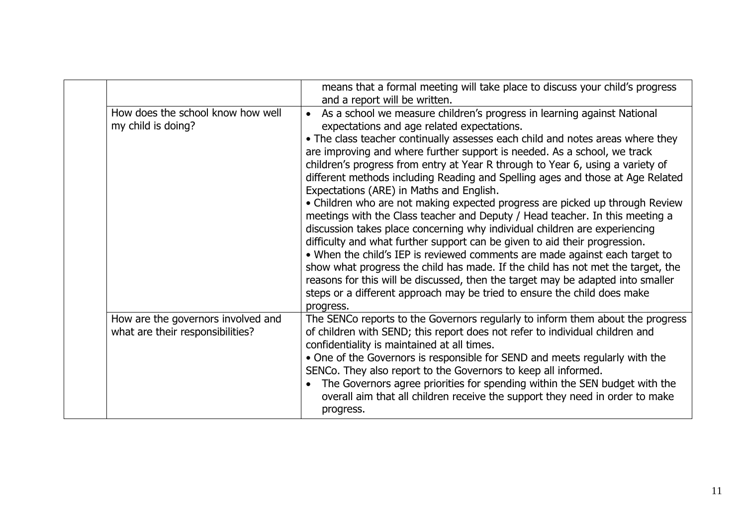| | | |
|---|---|---|
| | | means that a formal meeting will take place to discuss your child's progress and a report will be written. |
| | How does the school know how well my child is doing? | • As a school we measure children's progress in learning against National expectations and age related expectations.<br>• The class teacher continually assesses each child and notes areas where they are improving and where further support is needed. As a school, we track children's progress from entry at Year R through to Year 6, using a variety of different methods including Reading and Spelling ages and those at Age Related Expectations (ARE) in Maths and English.<br>• Children who are not making expected progress are picked up through Review meetings with the Class teacher and Deputy / Head teacher. In this meeting a discussion takes place concerning why individual children are experiencing difficulty and what further support can be given to aid their progression.<br>• When the child's IEP is reviewed comments are made against each target to show what progress the child has made. If the child has not met the target, the reasons for this will be discussed, then the target may be adapted into smaller steps or a different approach may be tried to ensure the child does make progress. |
| | How are the governors involved and what are their responsibilities? | The SENCo reports to the Governors regularly to inform them about the progress of children with SEND; this report does not refer to individual children and confidentiality is maintained at all times.<br>• One of the Governors is responsible for SEND and meets regularly with the SENCo. They also report to the Governors to keep all informed.<br>• The Governors agree priorities for spending within the SEN budget with the overall aim that all children receive the support they need in order to make progress. |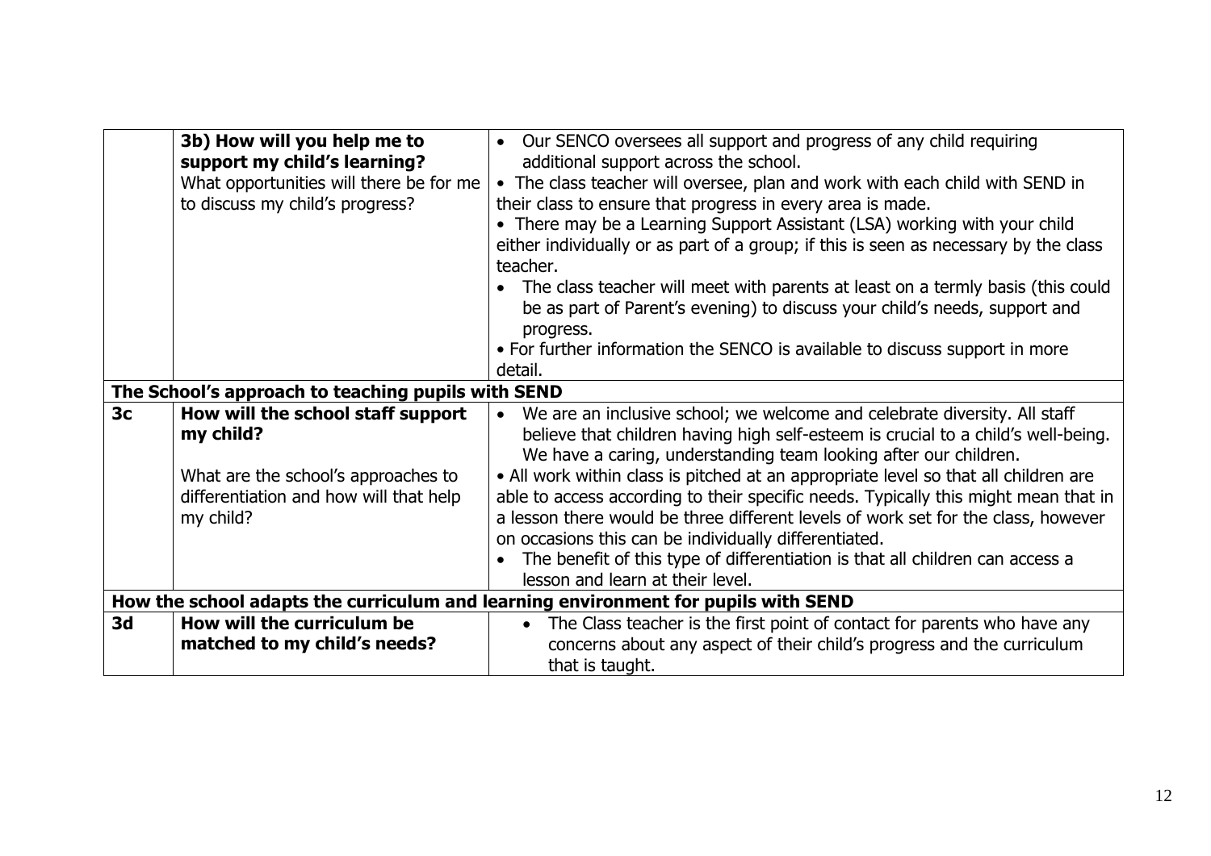| | | |
|---|---|---|
| | **3b) How will you help me to support my child's learning?** What opportunities will there be for me to discuss my child's progress? | • Our SENCO oversees all support and progress of any child requiring additional support across the school.<br>• The class teacher will oversee, plan and work with each child with SEND in their class to ensure that progress in every area is made.<br>• There may be a Learning Support Assistant (LSA) working with your child either individually or as part of a group; if this is seen as necessary by the class teacher.<br>• The class teacher will meet with parents at least on a termly basis (this could be as part of Parent's evening) to discuss your child's needs, support and progress.<br>• For further information the SENCO is available to discuss support in more detail. |
| **The School's approach to teaching pupils with SEND** | | |
| **3c** | **How will the school staff support my child?**<br><br>What are the school's approaches to differentiation and how will that help my child? | • We are an inclusive school; we welcome and celebrate diversity. All staff believe that children having high self-esteem is crucial to a child's well-being. We have a caring, understanding team looking after our children.<br>• All work within class is pitched at an appropriate level so that all children are able to access according to their specific needs. Typically this might mean that in a lesson there would be three different levels of work set for the class, however on occasions this can be individually differentiated.<br>• The benefit of this type of differentiation is that all children can access a lesson and learn at their level. |
| **How the school adapts the curriculum and learning environment for pupils with SEND** | | |
| **3d** | **How will the curriculum be matched to my child's needs?** | • The Class teacher is the first point of contact for parents who have any concerns about any aspect of their child's progress and the curriculum that is taught. |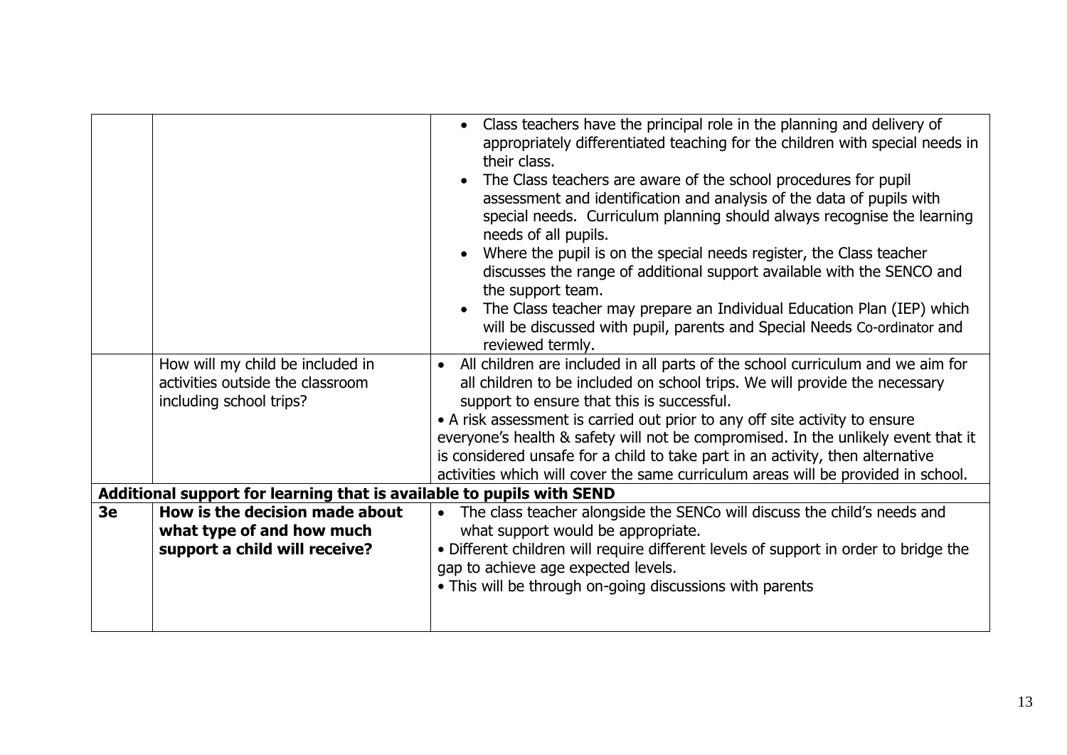| | | |
|---|---|---|
| | | • Class teachers have the principal role in the planning and delivery of appropriately differentiated teaching for the children with special needs in their class.<br>• The Class teachers are aware of the school procedures for pupil assessment and identification and analysis of the data of pupils with special needs. Curriculum planning should always recognise the learning needs of all pupils.<br>• Where the pupil is on the special needs register, the Class teacher discusses the range of additional support available with the SENCO and the support team.<br>• The Class teacher may prepare an Individual Education Plan (IEP) which will be discussed with pupil, parents and Special Needs Co-ordinator and reviewed termly. |
| | How will my child be included in activities outside the classroom including school trips? | • All children are included in all parts of the school curriculum and we aim for all children to be included on school trips. We will provide the necessary support to ensure that this is successful.<br>• A risk assessment is carried out prior to any off site activity to ensure everyone's health & safety will not be compromised. In the unlikely event that it is considered unsafe for a child to take part in an activity, then alternative activities which will cover the same curriculum areas will be provided in school. |
| **Additional support for learning that is available to pupils with SEND** | | |
| **3e** | **How is the decision made about what type of and how much support a child will receive?** | • The class teacher alongside the SENCo will discuss the child's needs and what support would be appropriate.<br>• Different children will require different levels of support in order to bridge the gap to achieve age expected levels.<br>• This will be through on-going discussions with parents |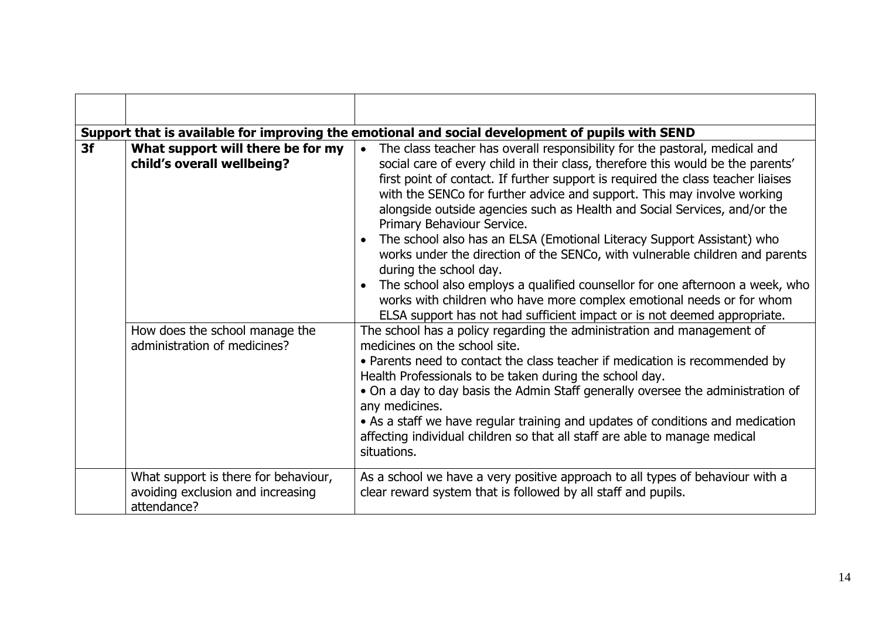| | | |
|---|---|---|
| **Support that is available for improving the emotional and social development of pupils with SEND** | | |
| **3f** | **What support will there be for my child's overall wellbeing?** | • The class teacher has overall responsibility for the pastoral, medical and social care of every child in their class, therefore this would be the parents' first point of contact. If further support is required the class teacher liaises with the SENCo for further advice and support. This may involve working alongside outside agencies such as Health and Social Services, and/or the Primary Behaviour Service.<br>• The school also has an ELSA (Emotional Literacy Support Assistant) who works under the direction of the SENCo, with vulnerable children and parents during the school day.<br>• The school also employs a qualified counsellor for one afternoon a week, who works with children who have more complex emotional needs or for whom ELSA support has not had sufficient impact or is not deemed appropriate. |
| | How does the school manage the administration of medicines? | The school has a policy regarding the administration and management of medicines on the school site.<br>• Parents need to contact the class teacher if medication is recommended by Health Professionals to be taken during the school day.<br>• On a day to day basis the Admin Staff generally oversee the administration of any medicines.<br>• As a staff we have regular training and updates of conditions and medication affecting individual children so that all staff are able to manage medical situations. |
| | What support is there for behaviour, avoiding exclusion and increasing attendance? | As a school we have a very positive approach to all types of behaviour with a clear reward system that is followed by all staff and pupils. |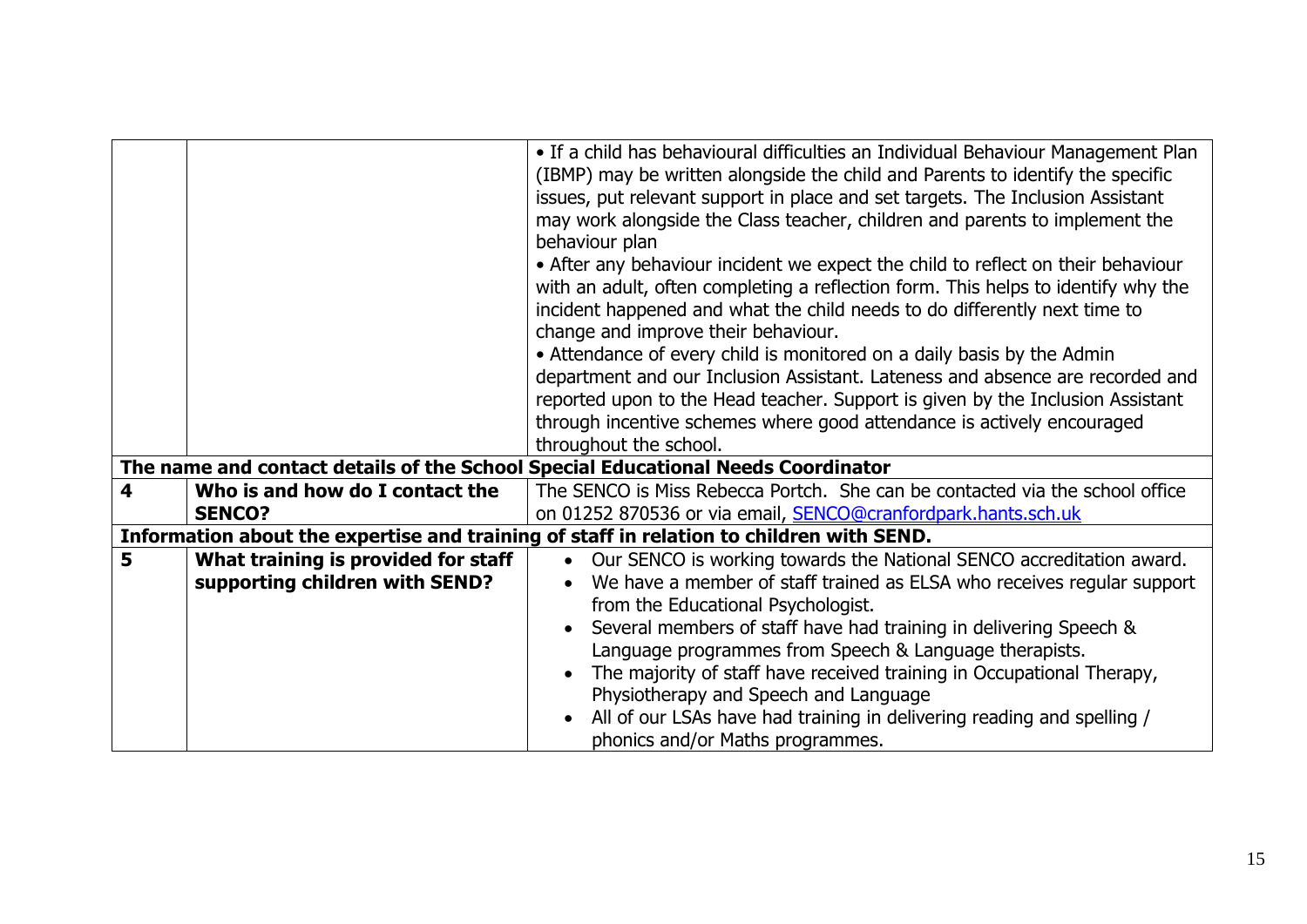| | | |
|---|---|---|
| | | • If a child has behavioural difficulties an Individual Behaviour Management Plan (IBMP) may be written alongside the child and Parents to identify the specific issues, put relevant support in place and set targets. The Inclusion Assistant may work alongside the Class teacher, children and parents to implement the behaviour plan<br>• After any behaviour incident we expect the child to reflect on their behaviour with an adult, often completing a reflection form. This helps to identify why the incident happened and what the child needs to do differently next time to change and improve their behaviour.<br>• Attendance of every child is monitored on a daily basis by the Admin department and our Inclusion Assistant. Lateness and absence are recorded and reported upon to the Head teacher. Support is given by the Inclusion Assistant through incentive schemes where good attendance is actively encouraged throughout the school. |
| **The name and contact details of the School Special Educational Needs Coordinator** | | |
| **4** | **Who is and how do I contact the SENCO?** | The SENCO is Miss Rebecca Portch. She can be contacted via the school office on 01252 870536 or via email, SENCO@cranfordpark.hants.sch.uk |
| **Information about the expertise and training of staff in relation to children with SEND.** | | |
| **5** | **What training is provided for staff supporting children with SEND?** | • Our SENCO is working towards the National SENCO accreditation award.<br>• We have a member of staff trained as ELSA who receives regular support from the Educational Psychologist.<br>• Several members of staff have had training in delivering Speech & Language programmes from Speech & Language therapists.<br>• The majority of staff have received training in Occupational Therapy, Physiotherapy and Speech and Language<br>• All of our LSAs have had training in delivering reading and spelling / phonics and/or Maths programmes. |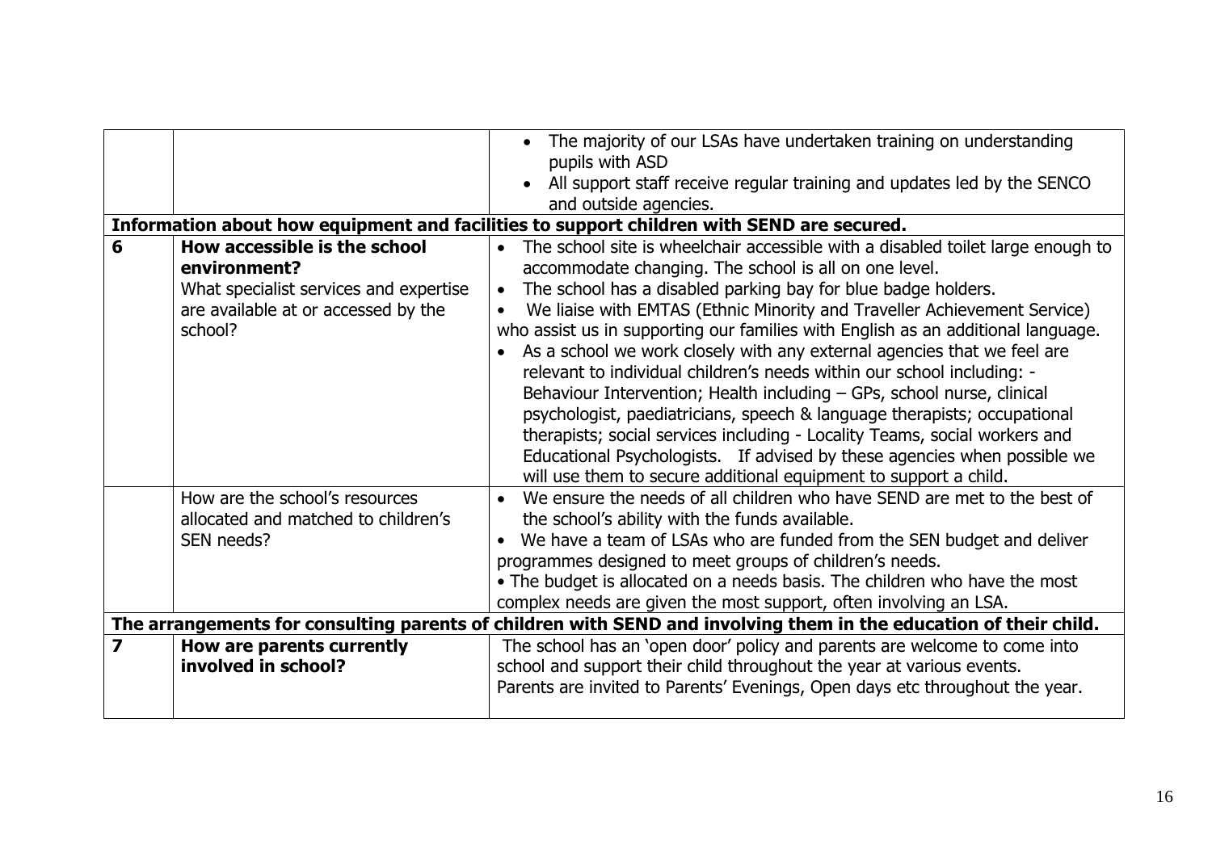| | | |
|---|---|---|
| | | • The majority of our LSAs have undertaken training on understanding pupils with ASD<br>• All support staff receive regular training and updates led by the SENCO and outside agencies. |
| **Information about how equipment and facilities to support children with SEND are secured.** | | |
| **6** | **How accessible is the school environment?**<br>What specialist services and expertise are available at or accessed by the school? | • The school site is wheelchair accessible with a disabled toilet large enough to accommodate changing. The school is all on one level.<br>• The school has a disabled parking bay for blue badge holders.<br>• We liaise with EMTAS (Ethnic Minority and Traveller Achievement Service) who assist us in supporting our families with English as an additional language.<br>• As a school we work closely with any external agencies that we feel are relevant to individual children's needs within our school including: - Behaviour Intervention; Health including – GPs, school nurse, clinical psychologist, paediatricians, speech & language therapists; occupational therapists; social services including - Locality Teams, social workers and Educational Psychologists. If advised by these agencies when possible we will use them to secure additional equipment to support a child. |
| | How are the school's resources allocated and matched to children's SEN needs? | • We ensure the needs of all children who have SEND are met to the best of the school's ability with the funds available.<br>• We have a team of LSAs who are funded from the SEN budget and deliver programmes designed to meet groups of children's needs.<br>• The budget is allocated on a needs basis. The children who have the most complex needs are given the most support, often involving an LSA. |
| **The arrangements for consulting parents of children with SEND and involving them in the education of their child.** | | |
| **7** | **How are parents currently involved in school?** | The school has an 'open door' policy and parents are welcome to come into school and support their child throughout the year at various events.<br>Parents are invited to Parents' Evenings, Open days etc throughout the year. |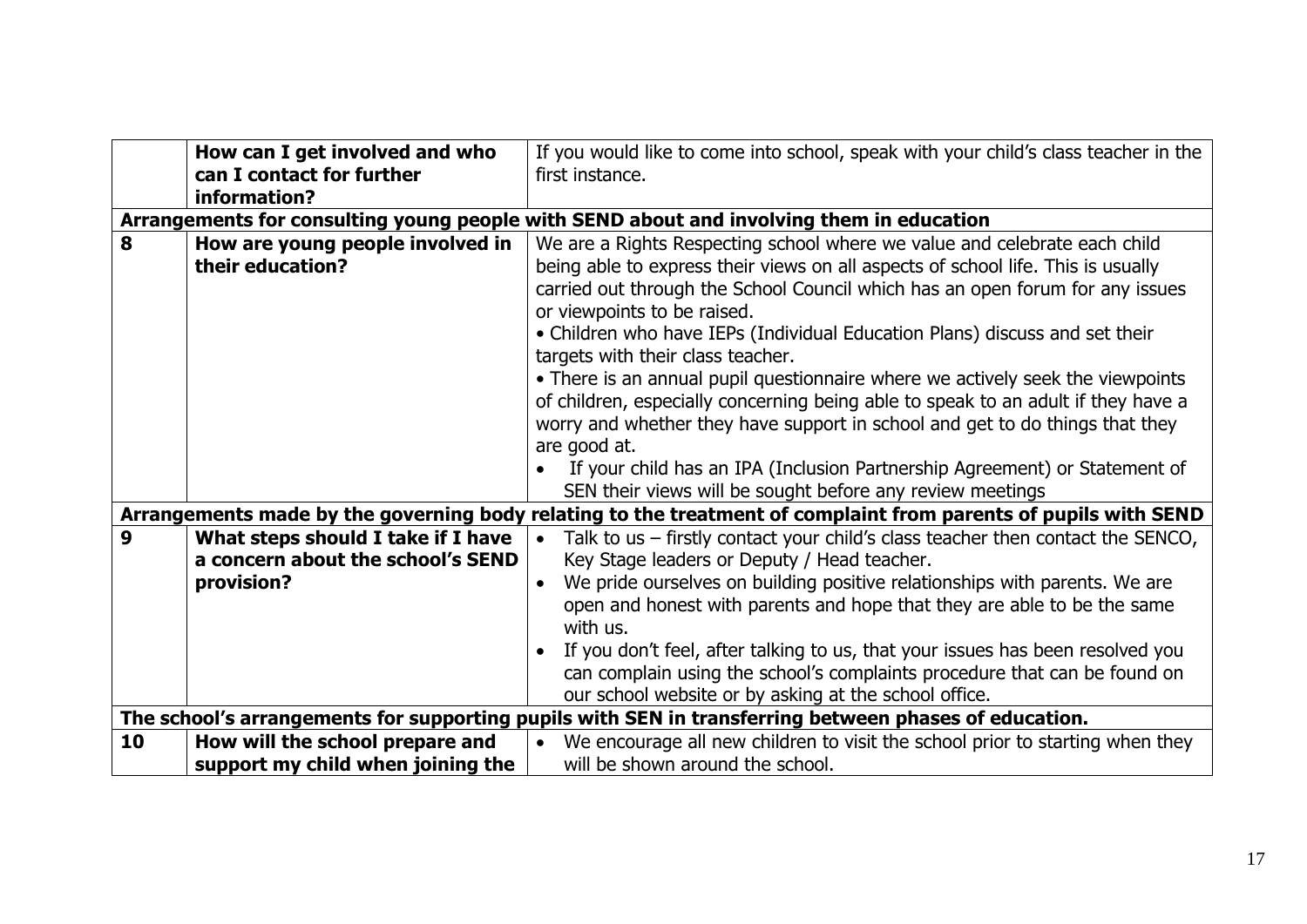| | | |
|---|---|---|
| | **How can I get involved and who can I contact for further information?** | If you would like to come into school, speak with your child's class teacher in the first instance. |
| **Arrangements for consulting young people with SEND about and involving them in education** | | |
| **8** | **How are young people involved in their education?** | We are a Rights Respecting school where we value and celebrate each child being able to express their views on all aspects of school life. This is usually carried out through the School Council which has an open forum for any issues or viewpoints to be raised.<br>• Children who have IEPs (Individual Education Plans) discuss and set their targets with their class teacher.<br>• There is an annual pupil questionnaire where we actively seek the viewpoints of children, especially concerning being able to speak to an adult if they have a worry and whether they have support in school and get to do things that they are good at.<br>• If your child has an IPA (Inclusion Partnership Agreement) or Statement of SEN their views will be sought before any review meetings |
| **Arrangements made by the governing body relating to the treatment of complaint from parents of pupils with SEND** | | |
| **9** | **What steps should I take if I have a concern about the school's SEND provision?** | • Talk to us – firstly contact your child's class teacher then contact the SENCO, Key Stage leaders or Deputy / Head teacher.<br>• We pride ourselves on building positive relationships with parents. We are open and honest with parents and hope that they are able to be the same with us.<br>• If you don't feel, after talking to us, that your issues has been resolved you can complain using the school's complaints procedure that can be found on our school website or by asking at the school office. |
| **The school's arrangements for supporting pupils with SEN in transferring between phases of education.** | | |
| **10** | **How will the school prepare and support my child when joining the** | • We encourage all new children to visit the school prior to starting when they will be shown around the school. |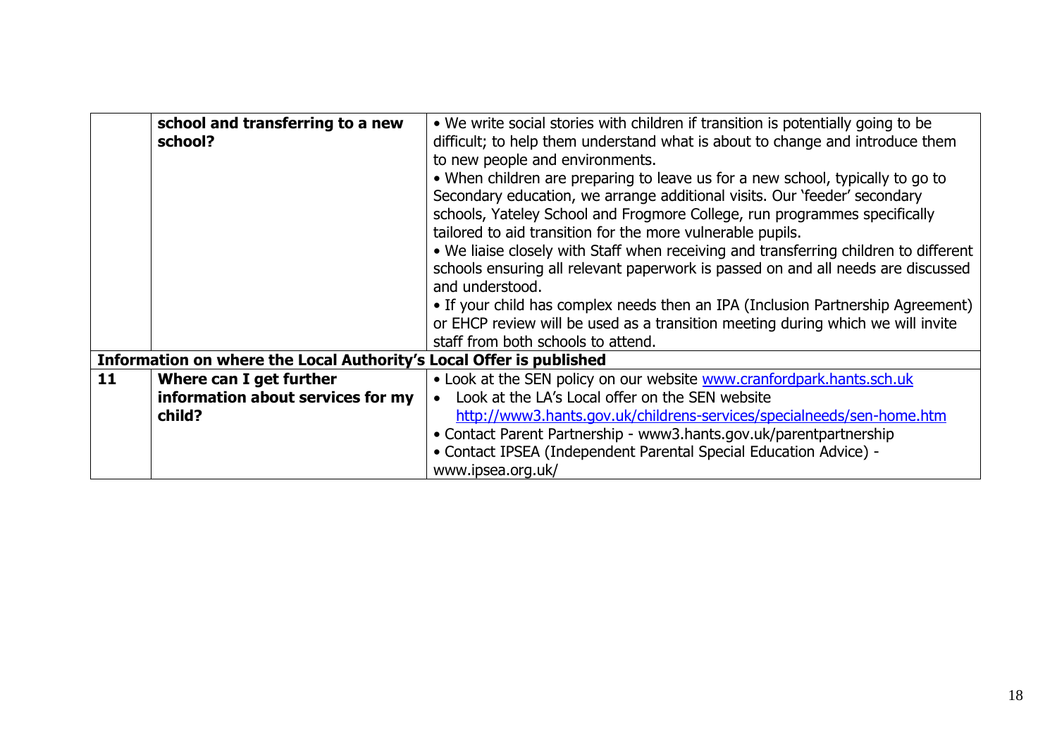| | | |
|---|---|---|
| | **school and transferring to a new school?** | • We write social stories with children if transition is potentially going to be difficult; to help them understand what is about to change and introduce them to new people and environments.<br>• When children are preparing to leave us for a new school, typically to go to Secondary education, we arrange additional visits. Our 'feeder' secondary schools, Yateley School and Frogmore College, run programmes specifically tailored to aid transition for the more vulnerable pupils.<br>• We liaise closely with Staff when receiving and transferring children to different schools ensuring all relevant paperwork is passed on and all needs are discussed and understood.<br>• If your child has complex needs then an IPA (Inclusion Partnership Agreement) or EHCP review will be used as a transition meeting during which we will invite staff from both schools to attend. |
| **Information on where the Local Authority's Local Offer is published** | | |
| **11** | **Where can I get further information about services for my child?** | • Look at the SEN policy on our website www.cranfordpark.hants.sch.uk<br>• Look at the LA's Local offer on the SEN website http://www3.hants.gov.uk/childrens-services/specialneeds/sen-home.htm<br>• Contact Parent Partnership - www3.hants.gov.uk/parentpartnership<br>• Contact IPSEA (Independent Parental Special Education Advice) - www.ipsea.org.uk/ |